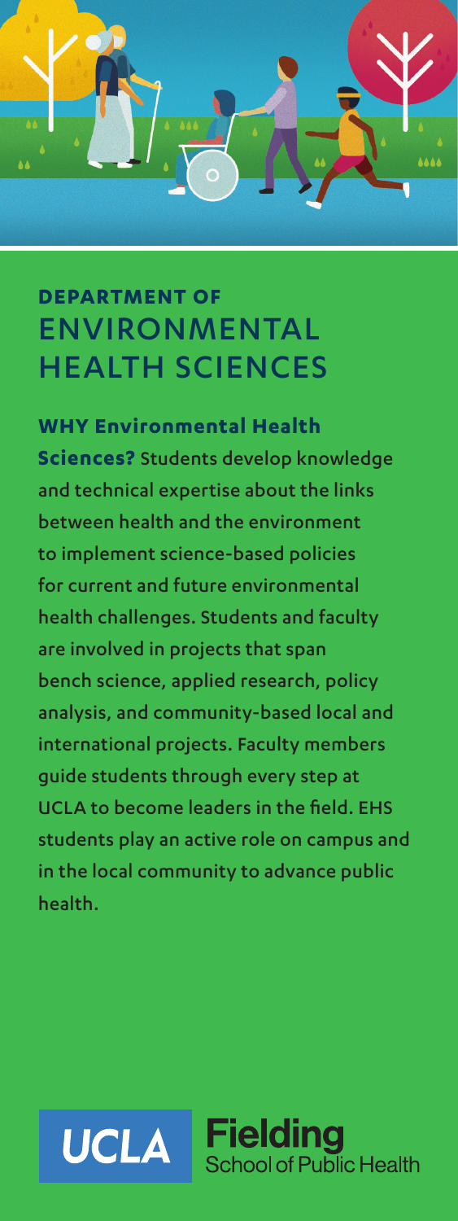# DEPARTMENT OF ENVIRONMENTAL HEALTH SCIENCES

**WHY Environmental Health Sciences?** Students develop knowledge and technical expertise about the links between health and the environment to implement science-based policies for current and future environmental health challenges. Students and faculty are involved in projects that span bench science, applied research, policy analysis, and community-based local and international projects. Faculty members guide students through every step at UCLA to become leaders in the field. EHS students play an active role on campus and in the local community to advance public health.

UCLA Fielding School of Public Health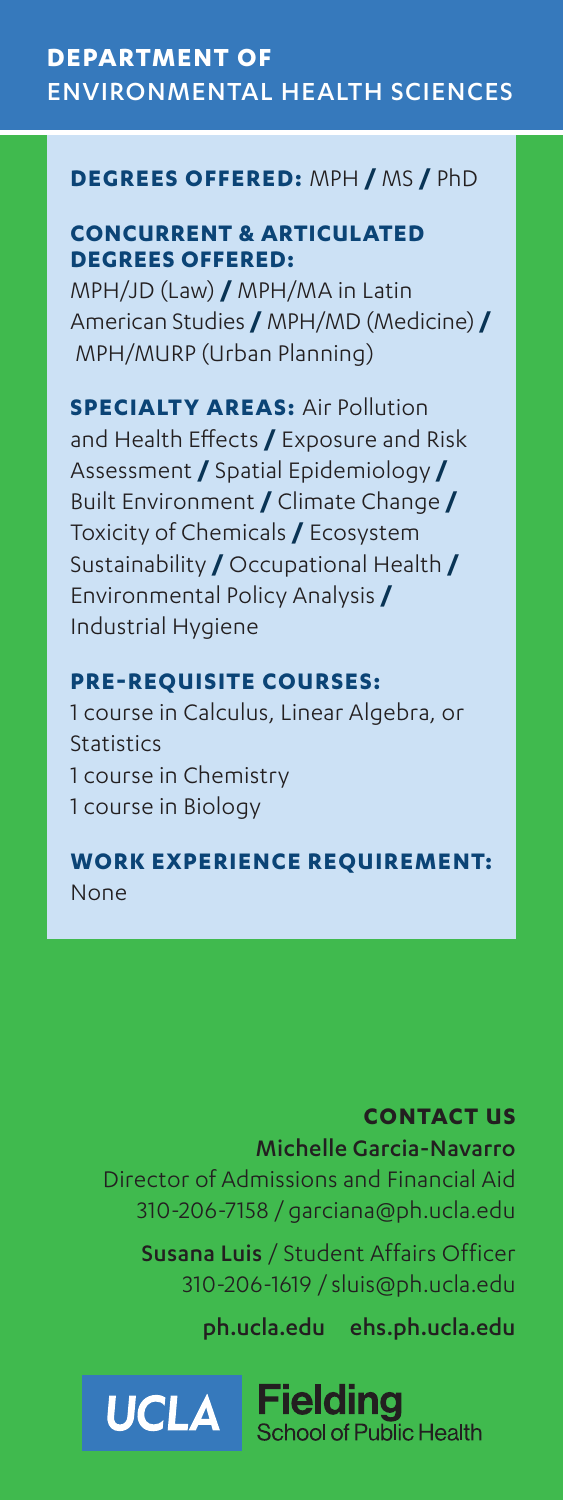# DEPARTMENT OF ENVIRONMENTAL HEALTH SCIENCES

**DEGREES OFFERED:** MPH / MS / PhD

**CONCURRENT & ARTICULATED DEGREES OFFERED:**
MPH/JD (Law) / MPH/MA in Latin American Studies / MPH/MD (Medicine) / MPH/MURP (Urban Planning)

**SPECIALTY AREAS:** Air Pollution and Health Effects / Exposure and Risk Assessment / Spatial Epidemiology / Built Environment / Climate Change / Toxicity of Chemicals / Ecosystem Sustainability / Occupational Health / Environmental Policy Analysis / Industrial Hygiene

**PRE-REQUISITE COURSES:**
1 course in Calculus, Linear Algebra, or Statistics
1 course in Chemistry
1 course in Biology

**WORK EXPERIENCE REQUIREMENT:**
None

**CONTACT US**

Michelle Garcia-Navarro
Director of Admissions and Financial Aid
310-206-7158 / garciana@ph.ucla.edu

Susana Luis / Student Affairs Officer
310-206-1619 / sluis@ph.ucla.edu

ph.ucla.edu ehs.ph.ucla.edu

UCLA Fielding School of Public Health